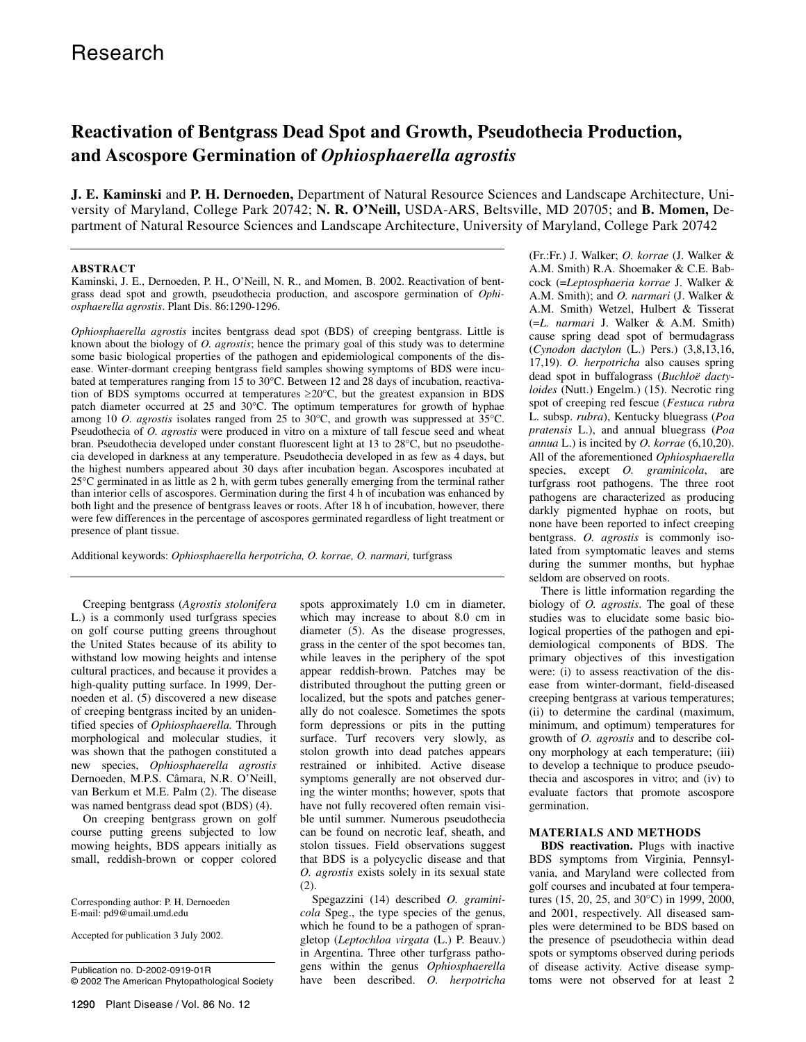Research

# Reactivation of Bentgrass Dead Spot and Growth, Pseudothecia Production, and Ascospore Germination of *Ophiosphaerella agrostis*

**J. E. Kaminski** and **P. H. Dernoeden,** Department of Natural Resource Sciences and Landscape Architecture, University of Maryland, College Park 20742; **N. R. O'Neill,** USDA-ARS, Beltsville, MD 20705; and **B. Momen,** Department of Natural Resource Sciences and Landscape Architecture, University of Maryland, College Park 20742

## ABSTRACT

Kaminski, J. E., Dernoeden, P. H., O'Neill, N. R., and Momen, B. 2002. Reactivation of bentgrass dead spot and growth, pseudothecia production, and ascospore germination of *Ophiosphaerella agrostis*. Plant Dis. 86:1290-1296.

*Ophiosphaerella agrostis* incites bentgrass dead spot (BDS) of creeping bentgrass. Little is known about the biology of *O. agrostis*; hence the primary goal of this study was to determine some basic biological properties of the pathogen and epidemiological components of the disease. Winter-dormant creeping bentgrass field samples showing symptoms of BDS were incubated at temperatures ranging from 15 to 30°C. Between 12 and 28 days of incubation, reactivation of BDS symptoms occurred at temperatures ≥20°C, but the greatest expansion in BDS patch diameter occurred at 25 and 30°C. The optimum temperatures for growth of hyphae among 10 *O. agrostis* isolates ranged from 25 to 30°C, and growth was suppressed at 35°C. Pseudothecia of *O. agrostis* were produced in vitro on a mixture of tall fescue seed and wheat bran. Pseudothecia developed under constant fluorescent light at 13 to 28°C, but no pseudothecia developed in darkness at any temperature. Pseudothecia developed in as few as 4 days, but the highest numbers appeared about 30 days after incubation began. Ascospores incubated at 25°C germinated in as little as 2 h, with germ tubes generally emerging from the terminal rather than interior cells of ascospores. Germination during the first 4 h of incubation was enhanced by both light and the presence of bentgrass leaves or roots. After 18 h of incubation, however, there were few differences in the percentage of ascospores germinated regardless of light treatment or presence of plant tissue.

Additional keywords: *Ophiosphaerella herpotricha, O. korrae, O. narmari,* turfgrass

Creeping bentgrass (*Agrostis stolonifera* L.) is a commonly used turfgrass species on golf course putting greens throughout the United States because of its ability to withstand low mowing heights and intense cultural practices, and because it provides a high-quality putting surface. In 1999, Dernoeden et al. (5) discovered a new disease of creeping bentgrass incited by an unidentified species of *Ophiosphaerella.* Through morphological and molecular studies, it was shown that the pathogen constituted a new species, *Ophiosphaerella agrostis* Dernoeden, M.P.S. Câmara, N.R. O'Neill, van Berkum et M.E. Palm (2). The disease was named bentgrass dead spot (BDS) (4).

On creeping bentgrass grown on golf course putting greens subjected to low mowing heights, BDS appears initially as small, reddish-brown or copper colored spots approximately 1.0 cm in diameter, which may increase to about 8.0 cm in diameter (5). As the disease progresses, grass in the center of the spot becomes tan, while leaves in the periphery of the spot appear reddish-brown. Patches may be distributed throughout the putting green or localized, but the spots and patches generally do not coalesce. Sometimes the spots form depressions or pits in the putting surface. Turf recovers very slowly, as stolon growth into dead patches appears restrained or inhibited. Active disease symptoms generally are not observed during the winter months; however, spots that have not fully recovered often remain visible until summer. Numerous pseudothecia can be found on necrotic leaf, sheath, and stolon tissues. Field observations suggest that BDS is a polycyclic disease and that *O. agrostis* exists solely in its sexual state (2).

Spegazzini (14) described *O. graminicola* Speg., the type species of the genus, which he found to be a pathogen of sprangletop (*Leptochloa virgata* (L.) P. Beauv.) in Argentina. Three other turfgrass pathogens within the genus *Ophiosphaerella* have been described. *O. herpotricha* (Fr.:Fr.) J. Walker; *O. korrae* (J. Walker & A.M. Smith) R.A. Shoemaker & C.E. Babcock (=*Leptosphaeria korrae* J. Walker & A.M. Smith); and *O. narmari* (J. Walker & A.M. Smith) Wetzel, Hulbert & Tisserat (=*L. narmari* J. Walker & A.M. Smith) cause spring dead spot of bermudagrass (*Cynodon dactylon* (L.) Pers.) (3,8,13,16,17,19). *O. herpotricha* also causes spring dead spot in buffalograss (*Buchloë dactyloides* (Nutt.) Engelm.) (15). Necrotic ring spot of creeping red fescue (*Festuca rubra* L. subsp. *rubra*), Kentucky bluegrass (*Poa pratensis* L.), and annual bluegrass (*Poa annua* L.) is incited by *O. korrae* (6,10,20). All of the aforementioned *Ophiosphaerella* species, except *O. graminicola*, are turfgrass root pathogens. The three root pathogens are characterized as producing darkly pigmented hyphae on roots, but none have been reported to infect creeping bentgrass. *O. agrostis* is commonly isolated from symptomatic leaves and stems during the summer months, but hyphae seldom are observed on roots.

There is little information regarding the biology of *O. agrostis*. The goal of these studies was to elucidate some basic biological properties of the pathogen and epidemiological components of BDS. The primary objectives of this investigation were: (i) to assess reactivation of the disease from winter-dormant, field-diseased creeping bentgrass at various temperatures; (ii) to determine the cardinal (maximum, minimum, and optimum) temperatures for growth of *O. agrostis* and to describe colony morphology at each temperature; (iii) to develop a technique to produce pseudothecia and ascospores in vitro; and (iv) to evaluate factors that promote ascospore germination.

## MATERIALS AND METHODS

**BDS reactivation.** Plugs with inactive BDS symptoms from Virginia, Pennsylvania, and Maryland were collected from golf courses and incubated at four temperatures (15, 20, 25, and 30°C) in 1999, 2000, and 2001, respectively. All diseased samples were determined to be BDS based on the presence of pseudothecia within dead spots or symptoms observed during periods of disease activity. Active disease symptoms were not observed for at least 2

Corresponding author: P. H. Dernoeden
E-mail: pd9@umail.umd.edu

Accepted for publication 3 July 2002.

Publication no. D-2002-0919-01R
© 2002 The American Phytopathological Society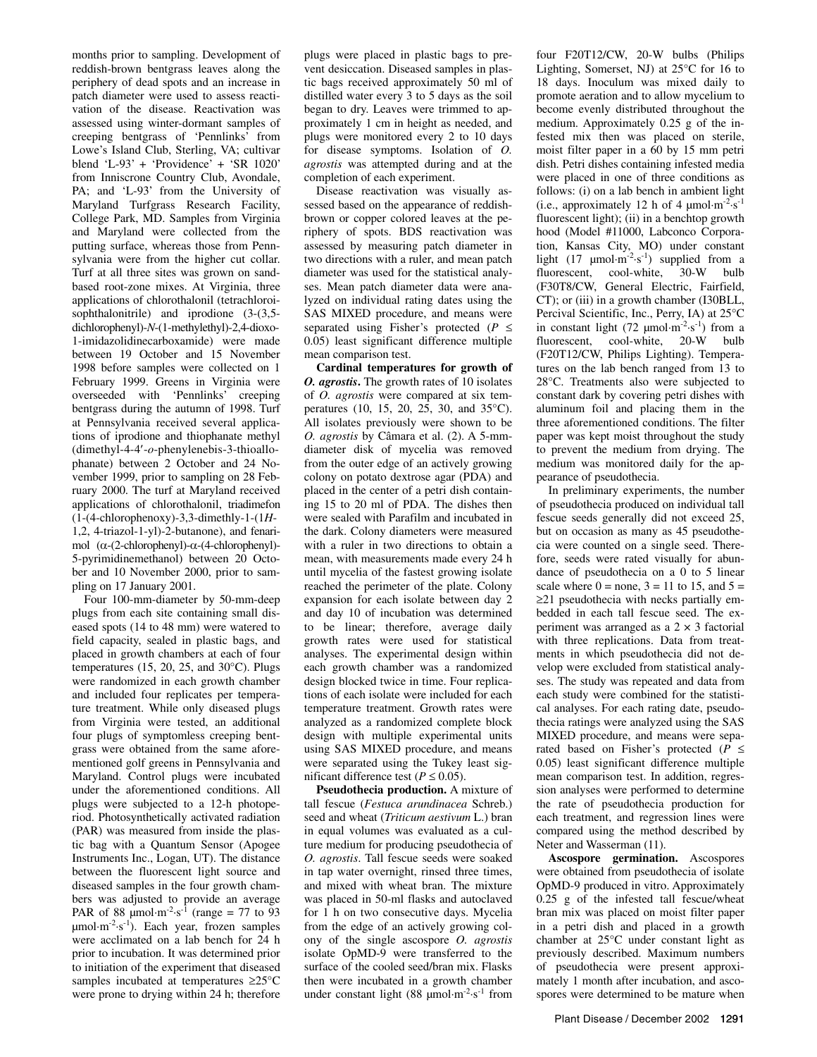months prior to sampling. Development of reddish-brown bentgrass leaves along the periphery of dead spots and an increase in patch diameter were used to assess reactivation of the disease. Reactivation was assessed using winter-dormant samples of creeping bentgrass of 'Pennlinks' from Lowe's Island Club, Sterling, VA; cultivar blend 'L-93' + 'Providence' + 'SR 1020' from Inniscrone Country Club, Avondale, PA; and 'L-93' from the University of Maryland Turfgrass Research Facility, College Park, MD. Samples from Virginia and Maryland were collected from the putting surface, whereas those from Pennsylvania were from the higher cut collar. Turf at all three sites was grown on sand-based root-zone mixes. At Virginia, three applications of chlorothalonil (tetrachloroisophthalonitrile) and iprodione (3-(3,5-dichlorophenyl)-*N*-(1-methylethyl)-2,4-dioxo-1-imidazolidinecarboxamide) were made between 19 October and 15 November 1998 before samples were collected on 1 February 1999. Greens in Virginia were overseeded with 'Pennlinks' creeping bentgrass during the autumn of 1998. Turf at Pennsylvania received several applications of iprodione and thiophanate methyl (dimethyl-4-4′-*o*-phenylenebis-3-thioallophanate) between 2 October and 24 November 1999, prior to sampling on 28 February 2000. The turf at Maryland received applications of chlorothalonil, triadimefon (1-(4-chlorophenoxy)-3,3-dimethly-1-(1*H*-1,2, 4-triazol-1-yl)-2-butanone), and fenarimol (α-(2-chlorophenyl)-α-(4-chlorophenyl)-5-pyrimidinemethanol) between 20 October and 10 November 2000, prior to sampling on 17 January 2001.

Four 100-mm-diameter by 50-mm-deep plugs from each site containing small diseased spots (14 to 48 mm) were watered to field capacity, sealed in plastic bags, and placed in growth chambers at each of four temperatures (15, 20, 25, and 30°C). Plugs were randomized in each growth chamber and included four replicates per temperature treatment. While only diseased plugs from Virginia were tested, an additional four plugs of symptomless creeping bentgrass were obtained from the same aforementioned golf greens in Pennsylvania and Maryland. Control plugs were incubated under the aforementioned conditions. All plugs were subjected to a 12-h photoperiod. Photosynthetically activated radiation (PAR) was measured from inside the plastic bag with a Quantum Sensor (Apogee Instruments Inc., Logan, UT). The distance between the fluorescent light source and diseased samples in the four growth chambers was adjusted to provide an average PAR of 88 $\mu mol \cdot m^{-2} \cdot s^{-1}$ (range = 77 to 93 $\mu mol \cdot m^{-2} \cdot s^{-1}$). Each year, frozen samples were acclimated on a lab bench for 24 h prior to incubation. It was determined prior to initiation of the experiment that diseased samples incubated at temperatures ≥25°C were prone to drying within 24 h; therefore plugs were placed in plastic bags to prevent desiccation. Diseased samples in plastic bags received approximately 50 ml of distilled water every 3 to 5 days as the soil began to dry. Leaves were trimmed to approximately 1 cm in height as needed, and plugs were monitored every 2 to 10 days for disease symptoms. Isolation of *O. agrostis* was attempted during and at the completion of each experiment.

Disease reactivation was visually assessed based on the appearance of reddish-brown or copper colored leaves at the periphery of spots. BDS reactivation was assessed by measuring patch diameter in two directions with a ruler, and mean patch diameter was used for the statistical analyses. Mean patch diameter data were analyzed on individual rating dates using the SAS MIXED procedure, and means were separated using Fisher's protected ($P \leq 0.05$) least significant difference multiple mean comparison test.

**Cardinal temperatures for growth of *O. agrostis*.** The growth rates of 10 isolates of *O. agrostis* were compared at six temperatures (10, 15, 20, 25, 30, and 35°C). All isolates previously were shown to be *O. agrostis* by Câmara et al. (2). A 5-mm-diameter disk of mycelia was removed from the outer edge of an actively growing colony on potato dextrose agar (PDA) and placed in the center of a petri dish containing 15 to 20 ml of PDA. The dishes then were sealed with Parafilm and incubated in the dark. Colony diameters were measured with a ruler in two directions to obtain a mean, with measurements made every 24 h until mycelia of the fastest growing isolate reached the perimeter of the plate. Colony expansion for each isolate between day 2 and day 10 of incubation was determined to be linear; therefore, average daily growth rates were used for statistical analyses. The experimental design within each growth chamber was a randomized design blocked twice in time. Four replications of each isolate were included for each temperature treatment. Growth rates were analyzed as a randomized complete block design with multiple experimental units using SAS MIXED procedure, and means were separated using the Tukey least significant difference test ($P \leq 0.05$).

**Pseudothecia production.** A mixture of tall fescue (*Festuca arundinacea* Schreb.) seed and wheat (*Triticum aestivum* L.) bran in equal volumes was evaluated as a culture medium for producing pseudothecia of *O. agrostis*. Tall fescue seeds were soaked in tap water overnight, rinsed three times, and mixed with wheat bran. The mixture was placed in 50-ml flasks and autoclaved for 1 h on two consecutive days. Mycelia from the edge of an actively growing colony of the single ascospore *O. agrostis* isolate OpMD-9 were transferred to the surface of the cooled seed/bran mix. Flasks then were incubated in a growth chamber under constant light (88 $\mu mol \cdot m^{-2} \cdot s^{-1}$ from four F20T12/CW, 20-W bulbs (Philips Lighting, Somerset, NJ) at 25°C for 16 to 18 days. Inoculum was mixed daily to promote aeration and to allow mycelium to become evenly distributed throughout the medium. Approximately 0.25 g of the infested mix then was placed on sterile, moist filter paper in a 60 by 15 mm petri dish. Petri dishes containing infested media were placed in one of three conditions as follows: (i) on a lab bench in ambient light (i.e., approximately 12 h of 4 $\mu mol \cdot m^{-2} \cdot s^{-1}$ fluorescent light); (ii) in a benchtop growth hood (Model #11000, Labconco Corporation, Kansas City, MO) under constant light (17 $\mu mol \cdot m^{-2} \cdot s^{-1}$) supplied from a fluorescent, cool-white, 30-W bulb (F30T8/CW, General Electric, Fairfield, CT); or (iii) in a growth chamber (I30BLL, Percival Scientific, Inc., Perry, IA) at 25°C in constant light (72 $\mu mol \cdot m^{-2} \cdot s^{-1}$) from a fluorescent, cool-white, 20-W bulb (F20T12/CW, Philips Lighting). Temperatures on the lab bench ranged from 13 to 28°C. Treatments also were subjected to constant dark by covering petri dishes with aluminum foil and placing them in the three aforementioned conditions. The filter paper was kept moist throughout the study to prevent the medium from drying. The medium was monitored daily for the appearance of pseudothecia.

In preliminary experiments, the number of pseudothecia produced on individual tall fescue seeds generally did not exceed 25, but on occasion as many as 45 pseudothecia were counted on a single seed. Therefore, seeds were rated visually for abundance of pseudothecia on a 0 to 5 linear scale where 0 = none, 3 = 11 to 15, and 5 = ≥21 pseudothecia with necks partially embedded in each tall fescue seed. The experiment was arranged as a 2 × 3 factorial with three replications. Data from treatments in which pseudothecia did not develop were excluded from statistical analyses. The study was repeated and data from each study were combined for the statistical analyses. For each rating date, pseudothecia ratings were analyzed using the SAS MIXED procedure, and means were separated based on Fisher's protected ($P \leq 0.05$) least significant difference multiple mean comparison test. In addition, regression analyses were performed to determine the rate of pseudothecia production for each treatment, and regression lines were compared using the method described by Neter and Wasserman (11).

**Ascospore germination.** Ascospores were obtained from pseudothecia of isolate OpMD-9 produced in vitro. Approximately 0.25 g of the infested tall fescue/wheat bran mix was placed on moist filter paper in a petri dish and placed in a growth chamber at 25°C under constant light as previously described. Maximum numbers of pseudothecia were present approximately 1 month after incubation, and ascospores were determined to be mature when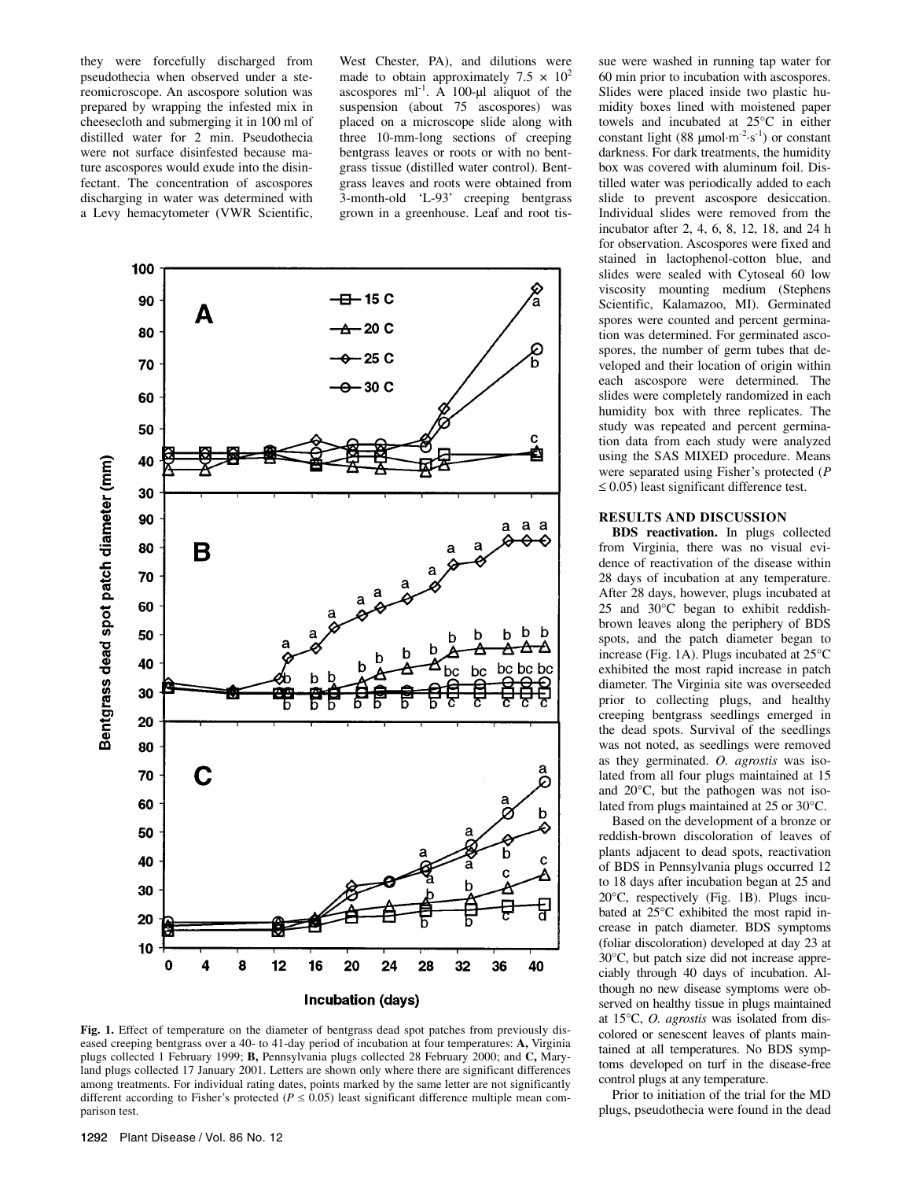they were forcefully discharged from pseudothecia when observed under a stereomicroscope. An ascospore solution was prepared by wrapping the infested mix in cheesecloth and submerging it in 100 ml of distilled water for 2 min. Pseudothecia were not surface disinfested because mature ascospores would exude into the disinfectant. The concentration of ascospores discharging in water was determined with a Levy hemacytometer (VWR Scientific, West Chester, PA), and dilutions were made to obtain approximately $7.5 \times 10^2$ ascospores ml$^{-1}$. A 100-µl aliquot of the suspension (about 75 ascospores) was placed on a microscope slide along with three 10-mm-long sections of creeping bentgrass leaves or roots or with no bentgrass tissue (distilled water control). Bentgrass leaves and roots were obtained from 3-month-old 'L-93' creeping bentgrass grown in a greenhouse. Leaf and root tissue were washed in running tap water for 60 min prior to incubation with ascospores. Slides were placed inside two plastic humidity boxes lined with moistened paper towels and incubated at 25°C in either constant light (88 µmol·m$^{-2}$·s$^{-1}$) or constant darkness. For dark treatments, the humidity box was covered with aluminum foil. Distilled water was periodically added to each slide to prevent ascospore desiccation. Individual slides were removed from the incubator after 2, 4, 6, 8, 12, 18, and 24 h for observation. Ascospores were fixed and stained in lactophenol-cotton blue, and slides were sealed with Cytoseal 60 low viscosity mounting medium (Stephens Scientific, Kalamazoo, MI). Germinated spores were counted and percent germination was determined. For germinated ascospores, the number of germ tubes that developed and their location of origin within each ascospore were determined. The slides were completely randomized in each humidity box with three replicates. The study was repeated and percent germination data from each study were analyzed using the SAS MIXED procedure. Means were separated using Fisher's protected ($P \leq 0.05$) least significant difference test.

**Fig. 1.** Effect of temperature on the diameter of bentgrass dead spot patches from previously diseased creeping bentgrass over a 40- to 41-day period of incubation at four temperatures: **A,** Virginia plugs collected 1 February 1999; **B,** Pennsylvania plugs collected 28 February 2000; and **C,** Maryland plugs collected 17 January 2001. Letters are shown only where there are significant differences among treatments. For individual rating dates, points marked by the same letter are not significantly different according to Fisher's protected ($P \leq 0.05$) least significant difference multiple mean comparison test.

## RESULTS AND DISCUSSION

**BDS reactivation.** In plugs collected from Virginia, there was no visual evidence of reactivation of the disease within 28 days of incubation at any temperature. After 28 days, however, plugs incubated at 25 and 30°C began to exhibit reddish-brown leaves along the periphery of BDS spots, and the patch diameter began to increase (Fig. 1A). Plugs incubated at 25°C exhibited the most rapid increase in patch diameter. The Virginia site was overseeded prior to collecting plugs, and healthy creeping bentgrass seedlings emerged in the dead spots. Survival of the seedlings was not noted, as seedlings were removed as they germinated. *O. agrostis* was isolated from all four plugs maintained at 15 and 20°C, but the pathogen was not isolated from plugs maintained at 25 or 30°C.

Based on the development of a bronze or reddish-brown discoloration of leaves of plants adjacent to dead spots, reactivation of BDS in Pennsylvania plugs occurred 12 to 18 days after incubation began at 25 and 20°C, respectively (Fig. 1B). Plugs incubated at 25°C exhibited the most rapid increase in patch diameter. BDS symptoms (foliar discoloration) developed at day 23 at 30°C, but patch size did not increase appreciably through 40 days of incubation. Although no new disease symptoms were observed on healthy tissue in plugs maintained at 15°C, *O. agrostis* was isolated from discolored or senescent leaves of plants maintained at all temperatures. No BDS symptoms developed on turf in the disease-free control plugs at any temperature.

Prior to initiation of the trial for the MD plugs, pseudothecia were found in the dead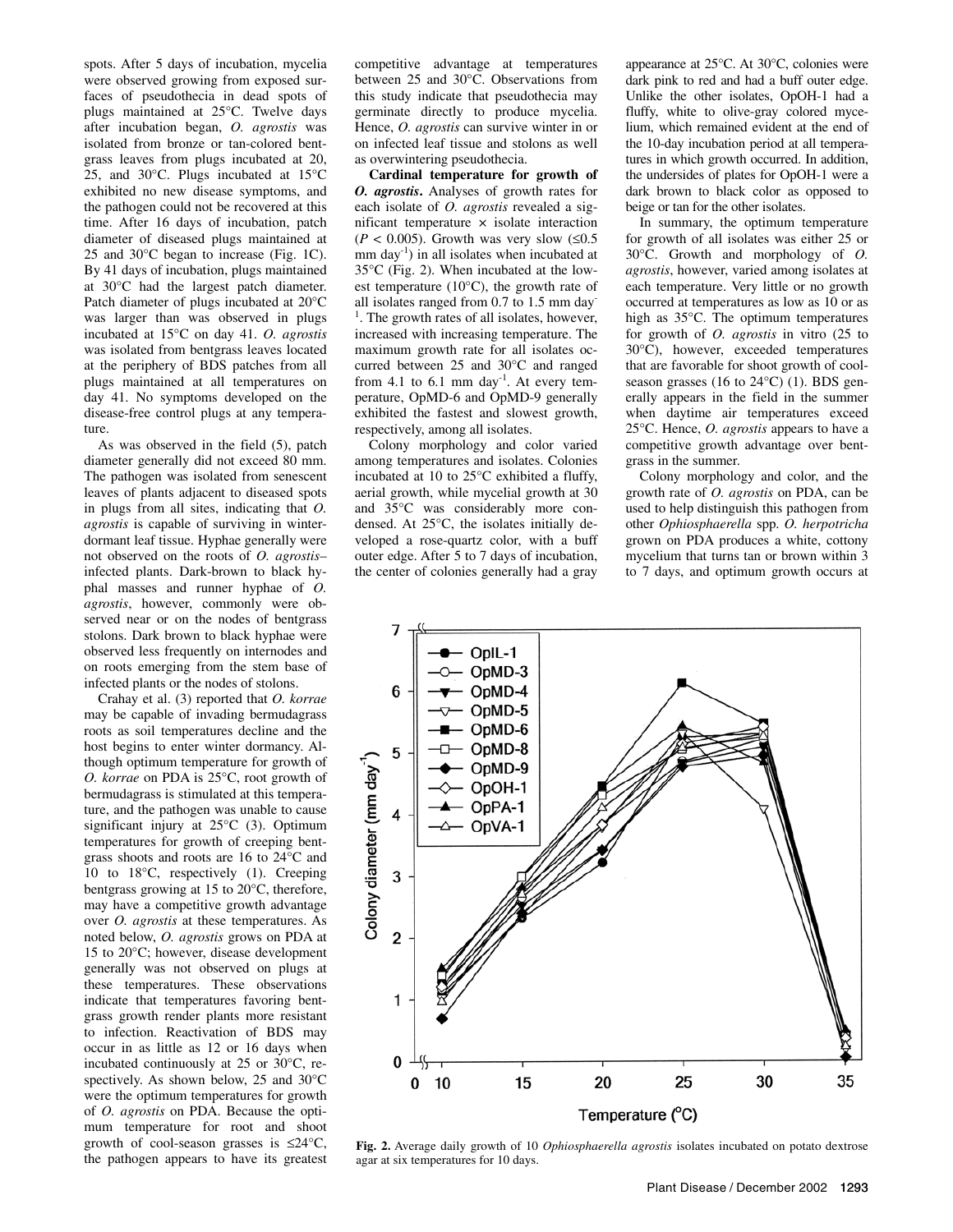spots. After 5 days of incubation, mycelia were observed growing from exposed surfaces of pseudothecia in dead spots of plugs maintained at 25°C. Twelve days after incubation began, *O. agrostis* was isolated from bronze or tan-colored bentgrass leaves from plugs incubated at 20, 25, and 30°C. Plugs incubated at 15°C exhibited no new disease symptoms, and the pathogen could not be recovered at this time. After 16 days of incubation, patch diameter of diseased plugs maintained at 25 and 30°C began to increase (Fig. 1C). By 41 days of incubation, plugs maintained at 30°C had the largest patch diameter. Patch diameter of plugs incubated at 20°C was larger than was observed in plugs incubated at 15°C on day 41. *O. agrostis* was isolated from bentgrass leaves located at the periphery of BDS patches from all plugs maintained at all temperatures on day 41. No symptoms developed on the disease-free control plugs at any temperature.

As was observed in the field (5), patch diameter generally did not exceed 80 mm. The pathogen was isolated from senescent leaves of plants adjacent to diseased spots in plugs from all sites, indicating that *O. agrostis* is capable of surviving in winter-dormant leaf tissue. Hyphae generally were not observed on the roots of *O. agrostis*–infected plants. Dark-brown to black hyphal masses and runner hyphae of *O. agrostis*, however, commonly were observed near or on the nodes of bentgrass stolons. Dark brown to black hyphae were observed less frequently on internodes and on roots emerging from the stem base of infected plants or the nodes of stolons.

Crahay et al. (3) reported that *O. korrae* may be capable of invading bermudagrass roots as soil temperatures decline and the host begins to enter winter dormancy. Although optimum temperature for growth of *O. korrae* on PDA is 25°C, root growth of bermudagrass is stimulated at this temperature, and the pathogen was unable to cause significant injury at 25°C (3). Optimum temperatures for growth of creeping bentgrass shoots and roots are 16 to 24°C and 10 to 18°C, respectively (1). Creeping bentgrass growing at 15 to 20°C, therefore, may have a competitive growth advantage over *O. agrostis* at these temperatures. As noted below, *O. agrostis* grows on PDA at 15 to 20°C; however, disease development generally was not observed on plugs at these temperatures. These observations indicate that temperatures favoring bentgrass growth render plants more resistant to infection. Reactivation of BDS may occur in as little as 12 or 16 days when incubated continuously at 25 or 30°C, respectively. As shown below, 25 and 30°C were the optimum temperatures for growth of *O. agrostis* on PDA. Because the optimum temperature for root and shoot growth of cool-season grasses is ≤24°C, the pathogen appears to have its greatest competitive advantage at temperatures between 25 and 30°C. Observations from this study indicate that pseudothecia may germinate directly to produce mycelia. Hence, *O. agrostis* can survive winter in or on infected leaf tissue and stolons as well as overwintering pseudothecia.

**Cardinal temperature for growth of *O. agrostis*.** Analyses of growth rates for each isolate of *O. agrostis* revealed a significant temperature × isolate interaction ($P < 0.005$). Growth was very slow (≤0.5 mm day$^{-1}$) in all isolates when incubated at 35°C (Fig. 2). When incubated at the lowest temperature (10°C), the growth rate of all isolates ranged from 0.7 to 1.5 mm day$^{-1}$. The growth rates of all isolates, however, increased with increasing temperature. The maximum growth rate for all isolates occurred between 25 and 30°C and ranged from 4.1 to 6.1 mm day$^{-1}$. At every temperature, OpMD-6 and OpMD-9 generally exhibited the fastest and slowest growth, respectively, among all isolates.

Colony morphology and color varied among temperatures and isolates. Colonies incubated at 10 to 25°C exhibited a fluffy, aerial growth, while mycelial growth at 30 and 35°C was considerably more condensed. At 25°C, the isolates initially developed a rose-quartz color, with a buff outer edge. After 5 to 7 days of incubation, the center of colonies generally had a gray appearance at 25°C. At 30°C, colonies were dark pink to red and had a buff outer edge. Unlike the other isolates, OpOH-1 had a fluffy, white to olive-gray colored mycelium, which remained evident at the end of the 10-day incubation period at all temperatures in which growth occurred. In addition, the undersides of plates for OpOH-1 were a dark brown to black color as opposed to beige or tan for the other isolates.

In summary, the optimum temperature for growth of all isolates was either 25 or 30°C. Growth and morphology of *O. agrostis*, however, varied among isolates at each temperature. Very little or no growth occurred at temperatures as low as 10 or as high as 35°C. The optimum temperatures for growth of *O. agrostis* in vitro (25 to 30°C), however, exceeded temperatures that are favorable for shoot growth of cool-season grasses (16 to 24°C) (1). BDS generally appears in the field in the summer when daytime air temperatures exceed 25°C. Hence, *O. agrostis* appears to have a competitive growth advantage over bentgrass in the summer.

Colony morphology and color, and the growth rate of *O. agrostis* on PDA, can be used to help distinguish this pathogen from other *Ophiosphaerella* spp. *O. herpotricha* grown on PDA produces a white, cottony mycelium that turns tan or brown within 3 to 7 days, and optimum growth occurs at

**Fig. 2.** Average daily growth of 10 *Ophiosphaerella agrostis* isolates incubated on potato dextrose agar at six temperatures for 10 days.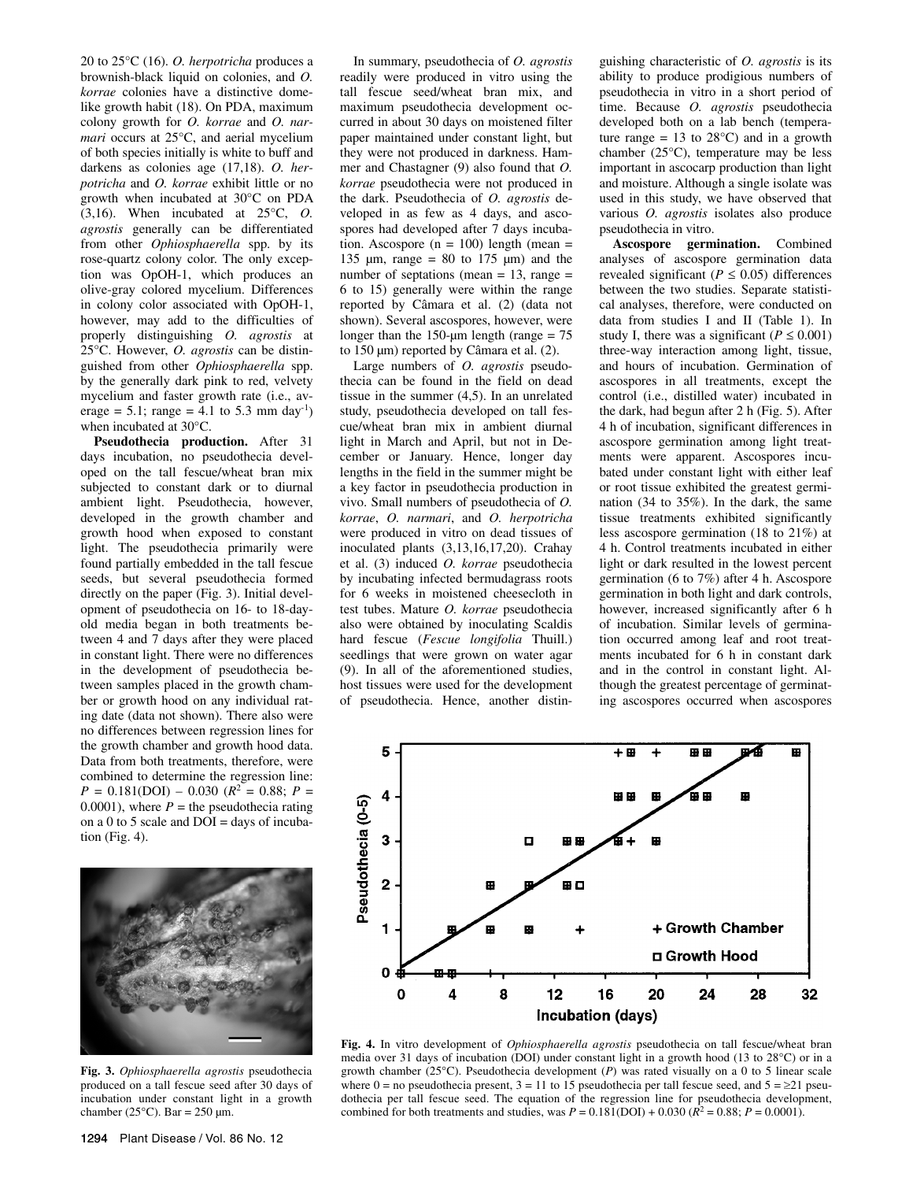20 to 25°C (16). *O. herpotricha* produces a brownish-black liquid on colonies, and *O. korrae* colonies have a distinctive dome-like growth habit (18). On PDA, maximum colony growth for *O. korrae* and *O. narmari* occurs at 25°C, and aerial mycelium of both species initially is white to buff and darkens as colonies age (17,18). *O. herpotricha* and *O. korrae* exhibit little or no growth when incubated at 30°C on PDA (3,16). When incubated at 25°C, *O. agrostis* generally can be differentiated from other *Ophiosphaerella* spp. by its rose-quartz colony color. The only exception was OpOH-1, which produces an olive-gray colored mycelium. Differences in colony color associated with OpOH-1, however, may add to the difficulties of properly distinguishing *O. agrostis* at 25°C. However, *O. agrostis* can be distinguished from other *Ophiosphaerella* spp. by the generally dark pink to red, velvety mycelium and faster growth rate (i.e., average = 5.1; range = 4.1 to 5.3 mm day$^{-1}$) when incubated at 30°C.

**Pseudothecia production.** After 31 days incubation, no pseudothecia developed on the tall fescue/wheat bran mix subjected to constant dark or to diurnal ambient light. Pseudothecia, however, developed in the growth chamber and growth hood when exposed to constant light. The pseudothecia primarily were found partially embedded in the tall fescue seeds, but several pseudothecia formed directly on the paper (Fig. 3). Initial development of pseudothecia on 16- to 18-day-old media began in both treatments between 4 and 7 days after they were placed in constant light. There were no differences in the development of pseudothecia between samples placed in the growth chamber or growth hood on any individual rating date (data not shown). There also were no differences between regression lines for the growth chamber and growth hood data. Data from both treatments, therefore, were combined to determine the regression line: $P = 0.181(\mathrm{DOI}) - 0.030$ ($R^2 = 0.88$; $P = 0.0001$), where $P$ = the pseudothecia rating on a 0 to 5 scale and DOI = days of incubation (Fig. 4).

**Fig. 3.** *Ophiosphaerella agrostis* pseudothecia produced on a tall fescue seed after 30 days of incubation under constant light in a growth chamber (25°C). Bar = 250 µm.

In summary, pseudothecia of *O. agrostis* readily were produced in vitro using the tall fescue seed/wheat bran mix, and maximum pseudothecia development occurred in about 30 days on moistened filter paper maintained under constant light, but they were not produced in darkness. Hammer and Chastagner (9) also found that *O. korrae* pseudothecia were not produced in the dark. Pseudothecia of *O. agrostis* developed in as few as 4 days, and ascospores had developed after 7 days incubation. Ascospore (n = 100) length (mean = 135 µm, range = 80 to 175 µm) and the number of septations (mean = 13, range = 6 to 15) generally were within the range reported by Câmara et al. (2) (data not shown). Several ascospores, however, were longer than the 150-µm length (range = 75 to 150 µm) reported by Câmara et al. (2).

Large numbers of *O. agrostis* pseudothecia can be found in the field on dead tissue in the summer (4,5). In an unrelated study, pseudothecia developed on tall fescue/wheat bran mix in ambient diurnal light in March and April, but not in December or January. Hence, longer day lengths in the field in the summer might be a key factor in pseudothecia production in vivo. Small numbers of pseudothecia of *O. korrae*, *O. narmari*, and *O. herpotricha* were produced in vitro on dead tissues of inoculated plants (3,13,16,17,20). Crahay et al. (3) induced *O. korrae* pseudothecia by incubating infected bermudagrass roots for 6 weeks in moistened cheesecloth in test tubes. Mature *O. korrae* pseudothecia also were obtained by inoculating Scaldis hard fescue (*Fescue longifolia* Thuill.) seedlings that were grown on water agar (9). In all of the aforementioned studies, host tissues were used for the development of pseudothecia. Hence, another distinguishing characteristic of *O. agrostis* is its ability to produce prodigious numbers of pseudothecia in vitro in a short period of time. Because *O. agrostis* pseudothecia developed both on a lab bench (temperature range = 13 to 28°C) and in a growth chamber (25°C), temperature may be less important in ascocarp production than light and moisture. Although a single isolate was used in this study, we have observed that various *O. agrostis* isolates also produce pseudothecia in vitro.

**Ascospore germination.** Combined analyses of ascospore germination data revealed significant ($P \leq 0.05$) differences between the two studies. Separate statistical analyses, therefore, were conducted on data from studies I and II (Table 1). In study I, there was a significant ($P \leq 0.001$) three-way interaction among light, tissue, and hours of incubation. Germination of ascospores in all treatments, except the control (i.e., distilled water) incubated in the dark, had begun after 2 h (Fig. 5). After 4 h of incubation, significant differences in ascospore germination among light treatments were apparent. Ascospores incubated under constant light with either leaf or root tissue exhibited the greatest germination (34 to 35%). In the dark, the same tissue treatments exhibited significantly less ascospore germination (18 to 21%) at 4 h. Control treatments incubated in either light or dark resulted in the lowest percent germination (6 to 7%) after 4 h. Ascospore germination in both light and dark controls, however, increased significantly after 6 h of incubation. Similar levels of germination occurred among leaf and root treatments incubated for 6 h in constant dark and in the control in constant light. Although the greatest percentage of germinating ascospores occurred when ascospores

**Fig. 4.** In vitro development of *Ophiosphaerella agrostis* pseudothecia on tall fescue/wheat bran media over 31 days of incubation (DOI) under constant light in a growth hood (13 to 28°C) or in a growth chamber (25°C). Pseudothecia development ($P$) was rated visually on a 0 to 5 linear scale where 0 = no pseudothecia present, 3 = 11 to 15 pseudothecia per tall fescue seed, and 5 = ≥21 pseudothecia per tall fescue seed. The equation of the regression line for pseudothecia development, combined for both treatments and studies, was $P = 0.181(\mathrm{DOI}) + 0.030$ ($R^2 = 0.88$; $P = 0.0001$).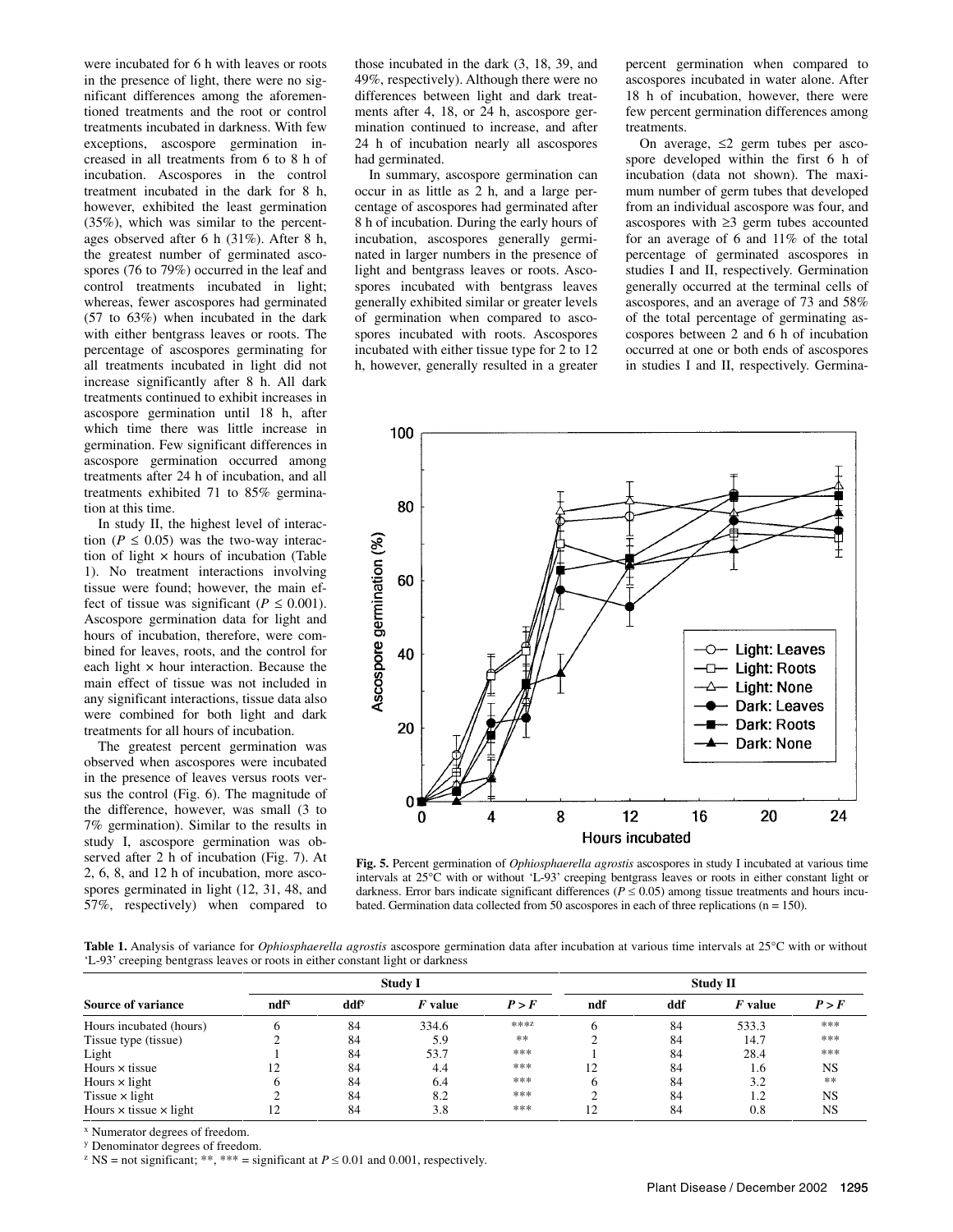were incubated for 6 h with leaves or roots in the presence of light, there were no significant differences among the aforementioned treatments and the root or control treatments incubated in darkness. With few exceptions, ascospore germination increased in all treatments from 6 to 8 h of incubation. Ascospores in the control treatment incubated in the dark for 8 h, however, exhibited the least germination (35%), which was similar to the percentages observed after 6 h (31%). After 8 h, the greatest number of germinated ascospores (76 to 79%) occurred in the leaf and control treatments incubated in light; whereas, fewer ascospores had germinated (57 to 63%) when incubated in the dark with either bentgrass leaves or roots. The percentage of ascospores germinating for all treatments incubated in light did not increase significantly after 8 h. All dark treatments continued to exhibit increases in ascospore germination until 18 h, after which time there was little increase in germination. Few significant differences in ascospore germination occurred among treatments after 24 h of incubation, and all treatments exhibited 71 to 85% germination at this time.

In study II, the highest level of interaction ($P \leq 0.05$) was the two-way interaction of light × hours of incubation (Table 1). No treatment interactions involving tissue were found; however, the main effect of tissue was significant ($P \leq 0.001$). Ascospore germination data for light and hours of incubation, therefore, were combined for leaves, roots, and the control for each light × hour interaction. Because the main effect of tissue was not included in any significant interactions, tissue data also were combined for both light and dark treatments for all hours of incubation.

The greatest percent germination was observed when ascospores were incubated in the presence of leaves versus roots versus the control (Fig. 6). The magnitude of the difference, however, was small (3 to 7% germination). Similar to the results in study I, ascospore germination was observed after 2 h of incubation (Fig. 7). At 2, 6, 8, and 12 h of incubation, more ascospores germinated in light (12, 31, 48, and 57%, respectively) when compared to those incubated in the dark (3, 18, 39, and 49%, respectively). Although there were no differences between light and dark treatments after 4, 18, or 24 h, ascospore germination continued to increase, and after 24 h of incubation nearly all ascospores had germinated.

In summary, ascospore germination can occur in as little as 2 h, and a large percentage of ascospores had germinated after 8 h of incubation. During the early hours of incubation, ascospores generally germinated in larger numbers in the presence of light and bentgrass leaves or roots. Ascospores incubated with bentgrass leaves generally exhibited similar or greater levels of germination when compared to ascospores incubated with roots. Ascospores incubated with either tissue type for 2 to 12 h, however, generally resulted in a greater percent germination when compared to ascospores incubated in water alone. After 18 h of incubation, however, there were few percent germination differences among treatments.

On average, ≤2 germ tubes per ascospore developed within the first 6 h of incubation (data not shown). The maximum number of germ tubes that developed from an individual ascospore was four, and ascospores with ≥3 germ tubes accounted for an average of 6 and 11% of the total percentage of germinated ascospores in studies I and II, respectively. Germination generally occurred at the terminal cells of ascospores, and an average of 73 and 58% of the total percentage of germinating ascospores between 2 and 6 h of incubation occurred at one or both ends of ascospores in studies I and II, respectively. Germina-

**Fig. 5.** Percent germination of *Ophiosphaerella agrostis* ascospores in study I incubated at various time intervals at 25°C with or without 'L-93' creeping bentgrass leaves or roots in either constant light or darkness. Error bars indicate significant differences ($P \leq 0.05$) among tissue treatments and hours incubated. Germination data collected from 50 ascospores in each of three replications (n = 150).

**Table 1.** Analysis of variance for *Ophiosphaerella agrostis* ascospore germination data after incubation at various time intervals at 25°C with or without 'L-93' creeping bentgrass leaves or roots in either constant light or darkness

| Source of variance | Study I | | | | Study II | | | |
|---|---|---|---|---|---|---|---|---|
| | ndf[x] | ddf[y] | *F* value | *P* > *F* | ndf | ddf | *F* value | *P* > *F* |
| Hours incubated (hours) | 6 | 84 | 334.6 | ***[z] | 6 | 84 | 533.3 | *** |
| Tissue type (tissue) | 2 | 84 | 5.9 | ** | 2 | 84 | 14.7 | *** |
| Light | 1 | 84 | 53.7 | *** | 1 | 84 | 28.4 | *** |
| Hours × tissue | 12 | 84 | 4.4 | *** | 12 | 84 | 1.6 | NS |
| Hours × light | 6 | 84 | 6.4 | *** | 6 | 84 | 3.2 | ** |
| Tissue × light | 2 | 84 | 8.2 | *** | 2 | 84 | 1.2 | NS |
| Hours × tissue × light | 12 | 84 | 3.8 | *** | 12 | 84 | 0.8 | NS |

[x] Numerator degrees of freedom.
[y] Denominator degrees of freedom.
[z] NS = not significant; **, *** = significant at $P \leq 0.01$ and 0.001, respectively.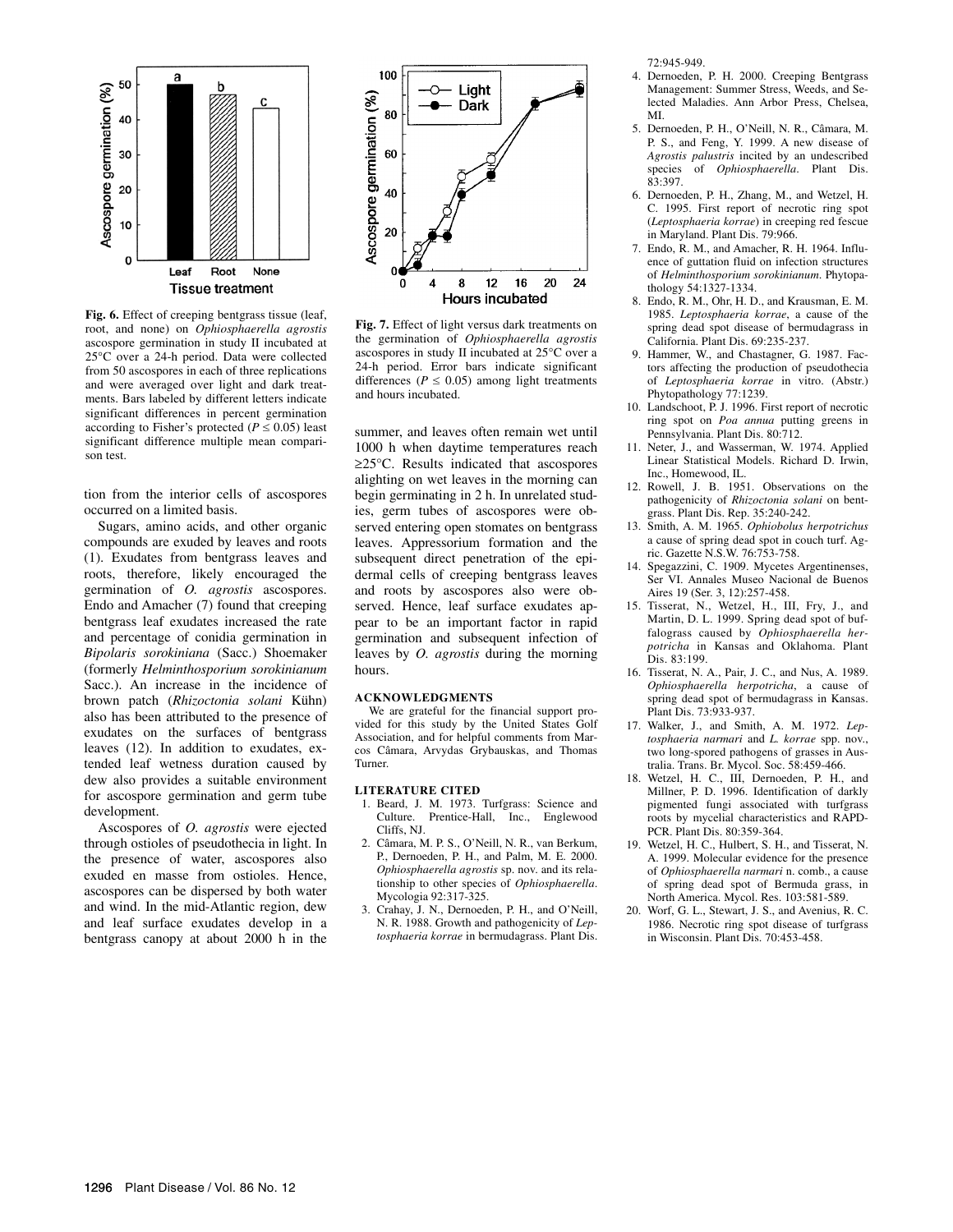Ascospore germination (%)

50
40
30
20
10
0

a
b
c

Leaf
Root
None

Tissue treatment

**Fig. 6.** Effect of creeping bentgrass tissue (leaf, root, and none) on *Ophiosphaerella agrostis* ascospore germination in study II incubated at 25°C over a 24-h period. Data were collected from 50 ascospores in each of three replications and were averaged over light and dark treatments. Bars labeled by different letters indicate significant differences in percent germination according to Fisher's protected ($P \leq 0.05$) least significant difference multiple mean comparison test.

Ascospore germination (%)

100
80
60
40
20
0

Light
Dark

0
4
8
12
16
20
24

Hours incubated

**Fig. 7.** Effect of light versus dark treatments on the germination of *Ophiosphaerella agrostis* ascospores in study II incubated at 25°C over a 24-h period. Error bars indicate significant differences ($P \leq 0.05$) among light treatments and hours incubated.

tion from the interior cells of ascospores occurred on a limited basis.

Sugars, amino acids, and other organic compounds are exuded by leaves and roots (1). Exudates from bentgrass leaves and roots, therefore, likely encouraged the germination of *O. agrostis* ascospores. Endo and Amacher (7) found that creeping bentgrass leaf exudates increased the rate and percentage of conidia germination in *Bipolaris sorokiniana* (Sacc.) Shoemaker (formerly *Helminthosporium sorokinianum* Sacc.). An increase in the incidence of brown patch (*Rhizoctonia solani* Kühn) also has been attributed to the presence of exudates on the surfaces of bentgrass leaves (12). In addition to exudates, extended leaf wetness duration caused by dew also provides a suitable environment for ascospore germination and germ tube development.

Ascospores of *O. agrostis* were ejected through ostioles of pseudothecia in light. In the presence of water, ascospores also exuded en masse from ostioles. Hence, ascospores can be dispersed by both water and wind. In the mid-Atlantic region, dew and leaf surface exudates develop in a bentgrass canopy at about 2000 h in the summer, and leaves often remain wet until 1000 h when daytime temperatures reach ≥25°C. Results indicated that ascospores alighting on wet leaves in the morning can begin germinating in 2 h. In unrelated studies, germ tubes of ascospores were observed entering open stomates on bentgrass leaves. Appressorium formation and the subsequent direct penetration of the epidermal cells of creeping bentgrass leaves and roots by ascospores also were observed. Hence, leaf surface exudates appear to be an important factor in rapid germination and subsequent infection of leaves by *O. agrostis* during the morning hours.

## ACKNOWLEDGMENTS

We are grateful for the financial support provided for this study by the United States Golf Association, and for helpful comments from Marcos Câmara, Arvydas Grybauskas, and Thomas Turner.

## LITERATURE CITED

1. Beard, J. M. 1973. Turfgrass: Science and Culture. Prentice-Hall, Inc., Englewood Cliffs, NJ.
2. Câmara, M. P. S., O'Neill, N. R., van Berkum, P., Dernoeden, P. H., and Palm, M. E. 2000. *Ophiosphaerella agrostis* sp. nov. and its relationship to other species of *Ophiosphaerella*. Mycologia 92:317-325.
3. Crahay, J. N., Dernoeden, P. H., and O'Neill, N. R. 1988. Growth and pathogenicity of *Leptosphaeria korrae* in bermudagrass. Plant Dis. 72:945-949.
4. Dernoeden, P. H. 2000. Creeping Bentgrass Management: Summer Stress, Weeds, and Selected Maladies. Ann Arbor Press, Chelsea, MI.
5. Dernoeden, P. H., O'Neill, N. R., Câmara, M. P. S., and Feng, Y. 1999. A new disease of *Agrostis palustris* incited by an undescribed species of *Ophiosphaerella*. Plant Dis. 83:397.
6. Dernoeden, P. H., Zhang, M., and Wetzel, H. C. 1995. First report of necrotic ring spot (*Leptosphaeria korrae*) in creeping red fescue in Maryland. Plant Dis. 79:966.
7. Endo, R. M., and Amacher, R. H. 1964. Influence of guttation fluid on infection structures of *Helminthosporium sorokinianum*. Phytopathology 54:1327-1334.
8. Endo, R. M., Ohr, H. D., and Krausman, E. M. 1985. *Leptosphaeria korrae*, a cause of the spring dead spot disease of bermudagrass in California. Plant Dis. 69:235-237.
9. Hammer, W., and Chastagner, G. 1987. Factors affecting the production of pseudothecia of *Leptosphaeria korrae* in vitro. (Abstr.) Phytopathology 77:1239.
10. Landschoot, P. J. 1996. First report of necrotic ring spot on *Poa annua* putting greens in Pennsylvania. Plant Dis. 80:712.
11. Neter, J., and Wasserman, W. 1974. Applied Linear Statistical Models. Richard D. Irwin, Inc., Homewood, IL.
12. Rowell, J. B. 1951. Observations on the pathogenicity of *Rhizoctonia solani* on bentgrass. Plant Dis. Rep. 35:240-242.
13. Smith, A. M. 1965. *Ophiobolus herpotrichus* a cause of spring dead spot in couch turf. Agric. Gazette N.S.W. 76:753-758.
14. Spegazzini, C. 1909. Mycetes Argentinenses, Ser VI. Annales Museo Nacional de Buenos Aires 19 (Ser. 3, 12):257-458.
15. Tisserat, N., Wetzel, H., III, Fry, J., and Martin, D. L. 1999. Spring dead spot of buffalograss caused by *Ophiosphaerella herpotricha* in Kansas and Oklahoma. Plant Dis. 83:199.
16. Tisserat, N. A., Pair, J. C., and Nus, A. 1989. *Ophiosphaerella herpotricha*, a cause of spring dead spot of bermudagrass in Kansas. Plant Dis. 73:933-937.
17. Walker, J., and Smith, A. M. 1972. *Leptosphaeria narmari* and *L. korrae* spp. nov., two long-spored pathogens of grasses in Australia. Trans. Br. Mycol. Soc. 58:459-466.
18. Wetzel, H. C., III, Dernoeden, P. H., and Millner, P. D. 1996. Identification of darkly pigmented fungi associated with turfgrass roots by mycelial characteristics and RAPD-PCR. Plant Dis. 80:359-364.
19. Wetzel, H. C., Hulbert, S. H., and Tisserat, N. A. 1999. Molecular evidence for the presence of *Ophiosphaerella narmari* n. comb., a cause of spring dead spot of Bermuda grass, in North America. Mycol. Res. 103:581-589.
20. Worf, G. L., Stewart, J. S., and Avenius, R. C. 1986. Necrotic ring spot disease of turfgrass in Wisconsin. Plant Dis. 70:453-458.